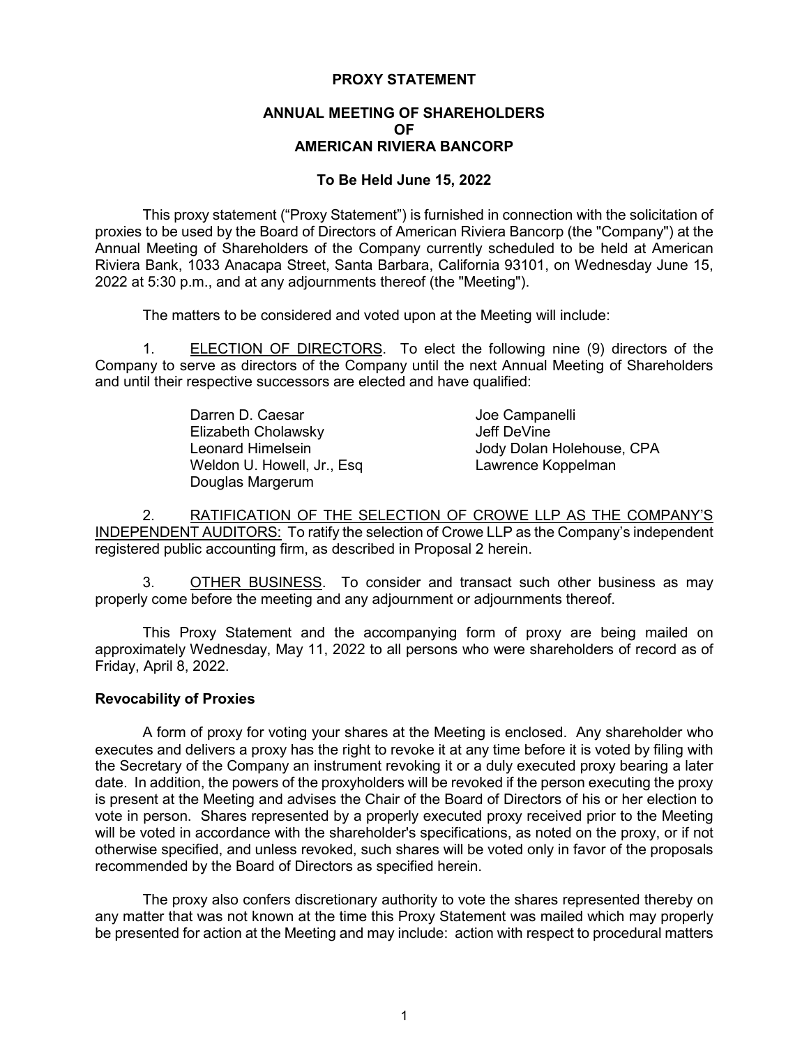# PROXY STATEMENT

## ANNUAL MEETING OF SHAREHOLDERS OF AMERICAN RIVIERA BANCORP

### To Be Held June 15, 2022

This proxy statement ("Proxy Statement") is furnished in connection with the solicitation of proxies to be used by the Board of Directors of American Riviera Bancorp (the "Company") at the Annual Meeting of Shareholders of the Company currently scheduled to be held at American Riviera Bank, 1033 Anacapa Street, Santa Barbara, California 93101, on Wednesday June 15, 2022 at 5:30 p.m., and at any adjournments thereof (the "Meeting").

The matters to be considered and voted upon at the Meeting will include:

1. ELECTION OF DIRECTORS. To elect the following nine (9) directors of the Company to serve as directors of the Company until the next Annual Meeting of Shareholders and until their respective successors are elected and have qualified:

   - Darren D. Caesar
   - Joe Campanelli
   - Elizabeth Cholawsky
   - Jeff DeVine
   - Leonard Himelsein
   - Jody Dolan Holehouse, CPA
   - Weldon U. Howell, Jr., Esq
   - Lawrence Koppelman
   - Douglas Margerum

2. RATIFICATION OF THE SELECTION OF CROWE LLP AS THE COMPANY'S INDEPENDENT AUDITORS: To ratify the selection of Crowe LLP as the Company's independent registered public accounting firm, as described in Proposal 2 herein.

3. OTHER BUSINESS. To consider and transact such other business as may properly come before the meeting and any adjournment or adjournments thereof.

This Proxy Statement and the accompanying form of proxy are being mailed on approximately Wednesday, May 11, 2022 to all persons who were shareholders of record as of Friday, April 8, 2022.

**Revocability of Proxies**

A form of proxy for voting your shares at the Meeting is enclosed. Any shareholder who executes and delivers a proxy has the right to revoke it at any time before it is voted by filing with the Secretary of the Company an instrument revoking it or a duly executed proxy bearing a later date. In addition, the powers of the proxyholders will be revoked if the person executing the proxy is present at the Meeting and advises the Chair of the Board of Directors of his or her election to vote in person. Shares represented by a properly executed proxy received prior to the Meeting will be voted in accordance with the shareholder's specifications, as noted on the proxy, or if not otherwise specified, and unless revoked, such shares will be voted only in favor of the proposals recommended by the Board of Directors as specified herein.

The proxy also confers discretionary authority to vote the shares represented thereby on any matter that was not known at the time this Proxy Statement was mailed which may properly be presented for action at the Meeting and may include: action with respect to procedural matters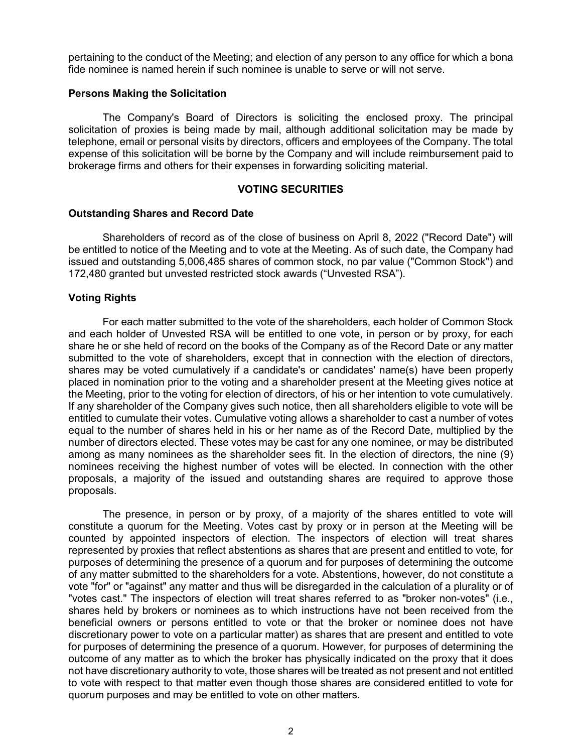pertaining to the conduct of the Meeting; and election of any person to any office for which a bona fide nominee is named herein if such nominee is unable to serve or will not serve.

**Persons Making the Solicitation**

The Company's Board of Directors is soliciting the enclosed proxy. The principal solicitation of proxies is being made by mail, although additional solicitation may be made by telephone, email or personal visits by directors, officers and employees of the Company. The total expense of this solicitation will be borne by the Company and will include reimbursement paid to brokerage firms and others for their expenses in forwarding soliciting material.

## VOTING SECURITIES

**Outstanding Shares and Record Date**

Shareholders of record as of the close of business on April 8, 2022 ("Record Date") will be entitled to notice of the Meeting and to vote at the Meeting. As of such date, the Company had issued and outstanding 5,006,485 shares of common stock, no par value ("Common Stock") and 172,480 granted but unvested restricted stock awards ("Unvested RSA").

**Voting Rights**

For each matter submitted to the vote of the shareholders, each holder of Common Stock and each holder of Unvested RSA will be entitled to one vote, in person or by proxy, for each share he or she held of record on the books of the Company as of the Record Date or any matter submitted to the vote of shareholders, except that in connection with the election of directors, shares may be voted cumulatively if a candidate's or candidates' name(s) have been properly placed in nomination prior to the voting and a shareholder present at the Meeting gives notice at the Meeting, prior to the voting for election of directors, of his or her intention to vote cumulatively. If any shareholder of the Company gives such notice, then all shareholders eligible to vote will be entitled to cumulate their votes. Cumulative voting allows a shareholder to cast a number of votes equal to the number of shares held in his or her name as of the Record Date, multiplied by the number of directors elected. These votes may be cast for any one nominee, or may be distributed among as many nominees as the shareholder sees fit. In the election of directors, the nine (9) nominees receiving the highest number of votes will be elected. In connection with the other proposals, a majority of the issued and outstanding shares are required to approve those proposals.

The presence, in person or by proxy, of a majority of the shares entitled to vote will constitute a quorum for the Meeting. Votes cast by proxy or in person at the Meeting will be counted by appointed inspectors of election. The inspectors of election will treat shares represented by proxies that reflect abstentions as shares that are present and entitled to vote, for purposes of determining the presence of a quorum and for purposes of determining the outcome of any matter submitted to the shareholders for a vote. Abstentions, however, do not constitute a vote "for" or "against" any matter and thus will be disregarded in the calculation of a plurality or of "votes cast." The inspectors of election will treat shares referred to as "broker non-votes" (i.e., shares held by brokers or nominees as to which instructions have not been received from the beneficial owners or persons entitled to vote or that the broker or nominee does not have discretionary power to vote on a particular matter) as shares that are present and entitled to vote for purposes of determining the presence of a quorum. However, for purposes of determining the outcome of any matter as to which the broker has physically indicated on the proxy that it does not have discretionary authority to vote, those shares will be treated as not present and not entitled to vote with respect to that matter even though those shares are considered entitled to vote for quorum purposes and may be entitled to vote on other matters.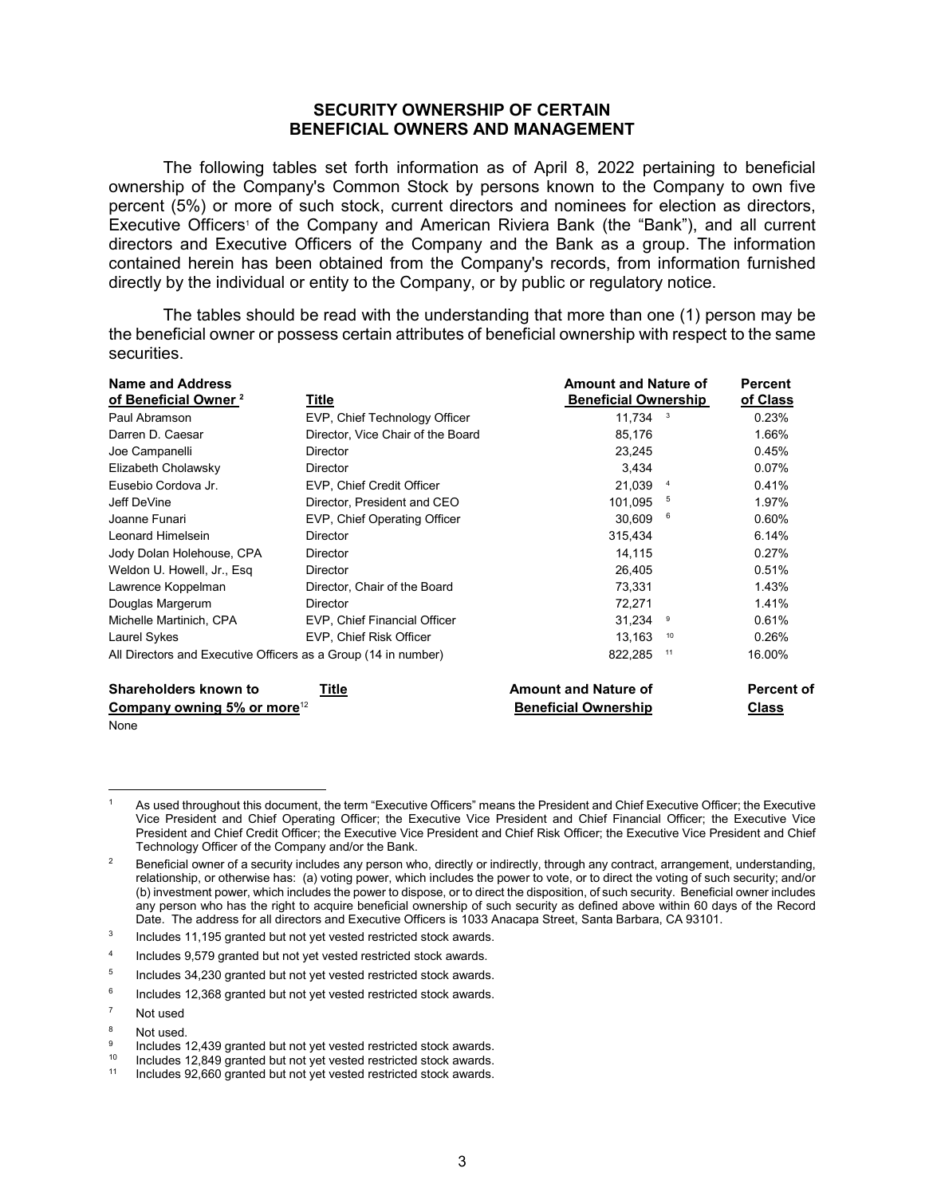## SECURITY OWNERSHIP OF CERTAIN BENEFICIAL OWNERS AND MANAGEMENT

The following tables set forth information as of April 8, 2022 pertaining to beneficial ownership of the Company's Common Stock by persons known to the Company to own five percent (5%) or more of such stock, current directors and nominees for election as directors, Executive Officers[1] of the Company and American Riviera Bank (the "Bank"), and all current directors and Executive Officers of the Company and the Bank as a group. The information contained herein has been obtained from the Company's records, from information furnished directly by the individual or entity to the Company, or by public or regulatory notice.

The tables should be read with the understanding that more than one (1) person may be the beneficial owner or possess certain attributes of beneficial ownership with respect to the same securities.

| Name and Address of Beneficial Owner [2] | Title | Amount and Nature of Beneficial Ownership | Percent of Class |
|---|---|---|---|
| Paul Abramson | EVP, Chief Technology Officer | 11,734 [3] | 0.23% |
| Darren D. Caesar | Director, Vice Chair of the Board | 85,176 | 1.66% |
| Joe Campanelli | Director | 23,245 | 0.45% |
| Elizabeth Cholawsky | Director | 3,434 | 0.07% |
| Eusebio Cordova Jr. | EVP, Chief Credit Officer | 21,039 [4] | 0.41% |
| Jeff DeVine | Director, President and CEO | 101,095 [5] | 1.97% |
| Joanne Funari | EVP, Chief Operating Officer | 30,609 [6] | 0.60% |
| Leonard Himelsein | Director | 315,434 | 6.14% |
| Jody Dolan Holehouse, CPA | Director | 14,115 | 0.27% |
| Weldon U. Howell, Jr., Esq | Director | 26,405 | 0.51% |
| Lawrence Koppelman | Director, Chair of the Board | 73,331 | 1.43% |
| Douglas Margerum | Director | 72,271 | 1.41% |
| Michelle Martinich, CPA | EVP, Chief Financial Officer | 31,234 [9] | 0.61% |
| Laurel Sykes | EVP, Chief Risk Officer | 13,163 [10] | 0.26% |
| All Directors and Executive Officers as a Group (14 in number) | | 822,285 [11] | 16.00% |

| Shareholders known to Company owning 5% or more[12] | Title | Amount and Nature of Beneficial Ownership | Percent of Class |
|---|---|---|---|
| None | | | |

---

[1] As used throughout this document, the term "Executive Officers" means the President and Chief Executive Officer; the Executive Vice President and Chief Operating Officer; the Executive Vice President and Chief Financial Officer; the Executive Vice President and Chief Credit Officer; the Executive Vice President and Chief Risk Officer; the Executive Vice President and Chief Technology Officer of the Company and/or the Bank.

[2] Beneficial owner of a security includes any person who, directly or indirectly, through any contract, arrangement, understanding, relationship, or otherwise has: (a) voting power, which includes the power to vote, or to direct the voting of such security; and/or (b) investment power, which includes the power to dispose, or to direct the disposition, of such security. Beneficial owner includes any person who has the right to acquire beneficial ownership of such security as defined above within 60 days of the Record Date. The address for all directors and Executive Officers is 1033 Anacapa Street, Santa Barbara, CA 93101.

[3] Includes 11,195 granted but not yet vested restricted stock awards.

[4] Includes 9,579 granted but not yet vested restricted stock awards.

[5] Includes 34,230 granted but not yet vested restricted stock awards.

[6] Includes 12,368 granted but not yet vested restricted stock awards.

[7] Not used

[8] Not used.

[9] Includes 12,439 granted but not yet vested restricted stock awards.

[10] Includes 12,849 granted but not yet vested restricted stock awards.

[11] Includes 92,660 granted but not yet vested restricted stock awards.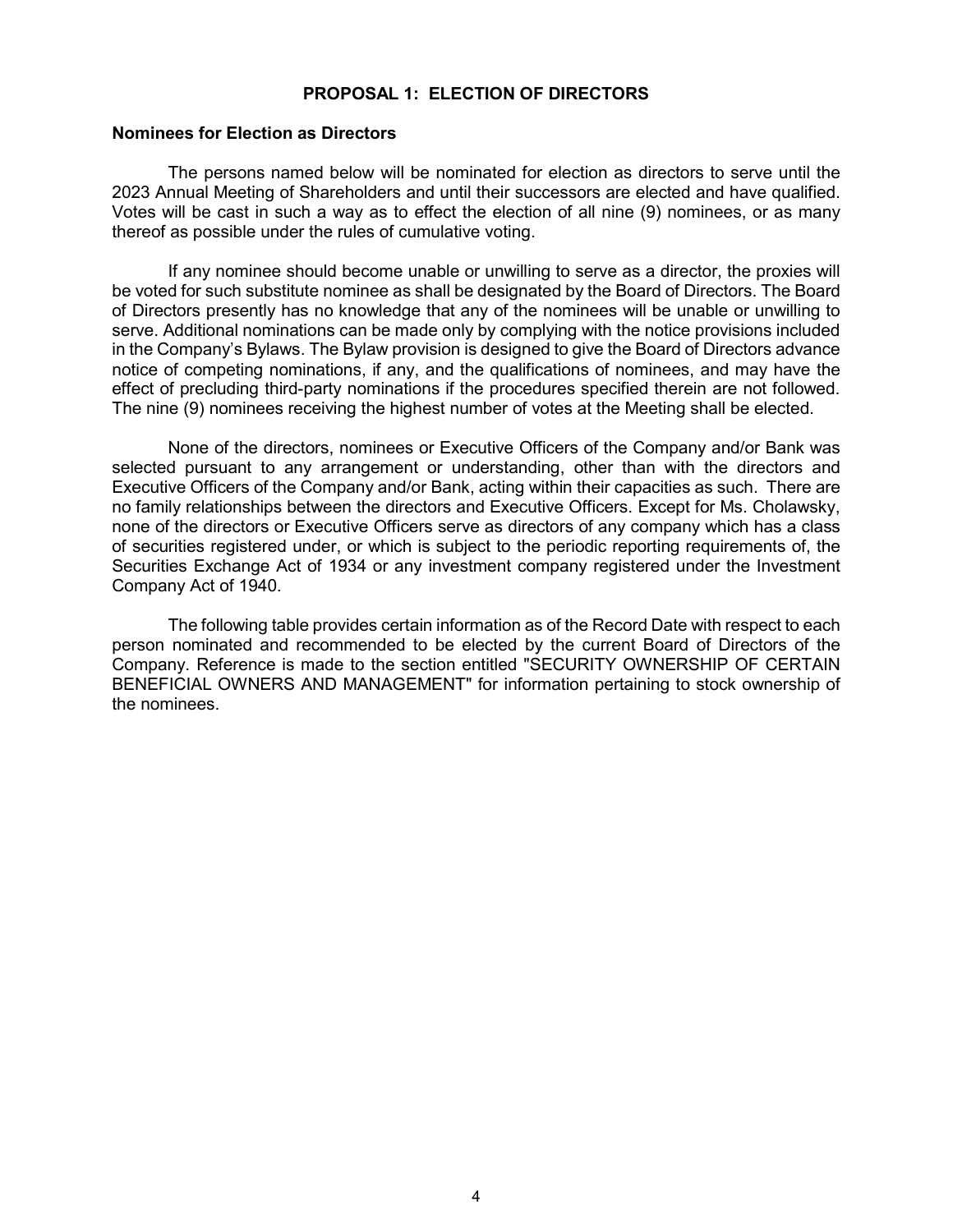## PROPOSAL 1: ELECTION OF DIRECTORS

### Nominees for Election as Directors

The persons named below will be nominated for election as directors to serve until the 2023 Annual Meeting of Shareholders and until their successors are elected and have qualified. Votes will be cast in such a way as to effect the election of all nine (9) nominees, or as many thereof as possible under the rules of cumulative voting.

If any nominee should become unable or unwilling to serve as a director, the proxies will be voted for such substitute nominee as shall be designated by the Board of Directors. The Board of Directors presently has no knowledge that any of the nominees will be unable or unwilling to serve. Additional nominations can be made only by complying with the notice provisions included in the Company's Bylaws. The Bylaw provision is designed to give the Board of Directors advance notice of competing nominations, if any, and the qualifications of nominees, and may have the effect of precluding third-party nominations if the procedures specified therein are not followed. The nine (9) nominees receiving the highest number of votes at the Meeting shall be elected.

None of the directors, nominees or Executive Officers of the Company and/or Bank was selected pursuant to any arrangement or understanding, other than with the directors and Executive Officers of the Company and/or Bank, acting within their capacities as such. There are no family relationships between the directors and Executive Officers. Except for Ms. Cholawsky, none of the directors or Executive Officers serve as directors of any company which has a class of securities registered under, or which is subject to the periodic reporting requirements of, the Securities Exchange Act of 1934 or any investment company registered under the Investment Company Act of 1940.

The following table provides certain information as of the Record Date with respect to each person nominated and recommended to be elected by the current Board of Directors of the Company. Reference is made to the section entitled "SECURITY OWNERSHIP OF CERTAIN BENEFICIAL OWNERS AND MANAGEMENT" for information pertaining to stock ownership of the nominees.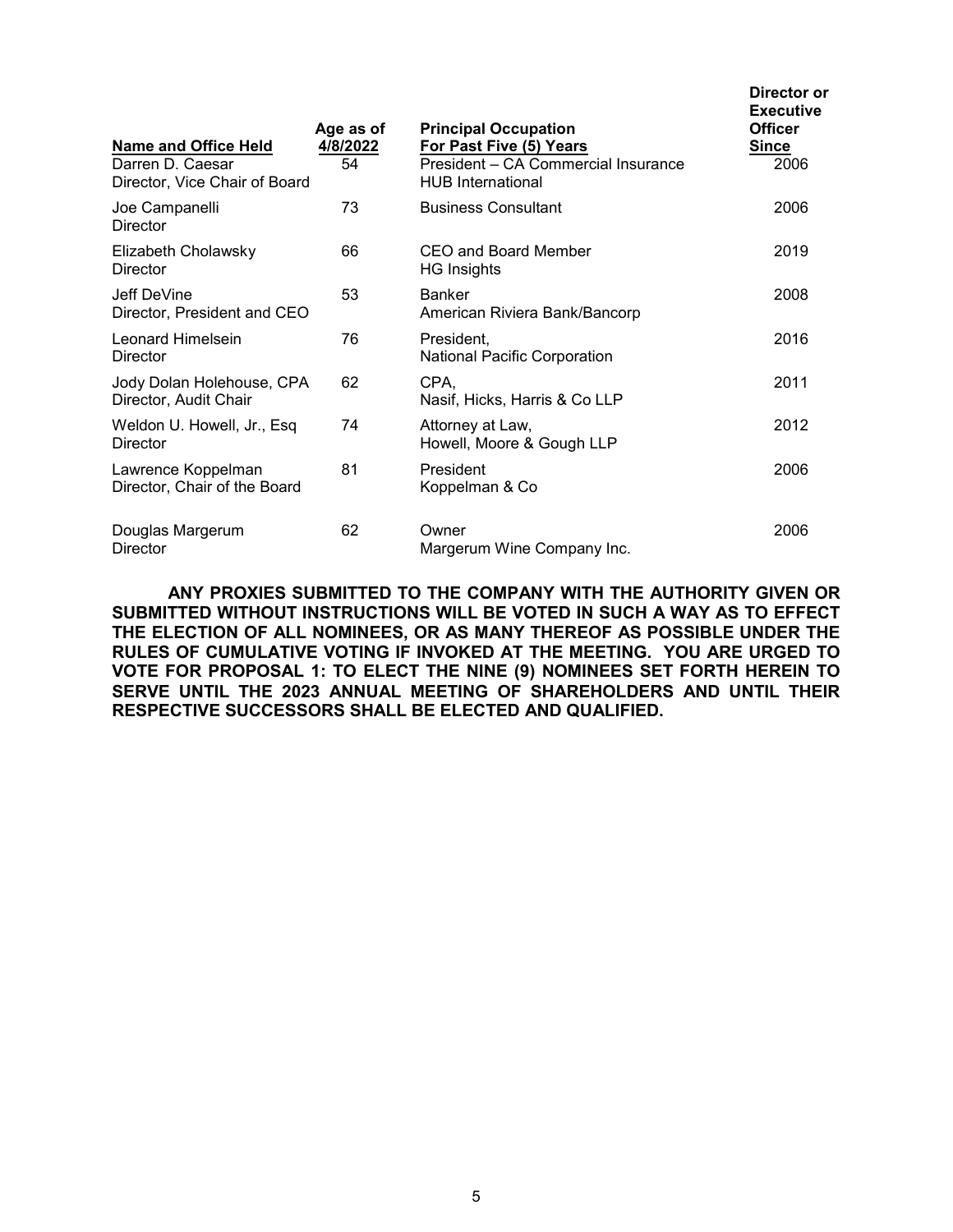| Name and Office Held | Age as of 4/8/2022 | Principal Occupation For Past Five (5) Years | Director or Executive Officer Since |
|---|---|---|---|
| Darren D. Caesar<br>Director, Vice Chair of Board | 54 | President – CA Commercial Insurance<br>HUB International | 2006 |
| Joe Campanelli<br>Director | 73 | Business Consultant | 2006 |
| Elizabeth Cholawsky<br>Director | 66 | CEO and Board Member<br>HG Insights | 2019 |
| Jeff DeVine<br>Director, President and CEO | 53 | Banker<br>American Riviera Bank/Bancorp | 2008 |
| Leonard Himelsein<br>Director | 76 | President,<br>National Pacific Corporation | 2016 |
| Jody Dolan Holehouse, CPA<br>Director, Audit Chair | 62 | CPA,<br>Nasif, Hicks, Harris & Co LLP | 2011 |
| Weldon U. Howell, Jr., Esq<br>Director | 74 | Attorney at Law,<br>Howell, Moore & Gough LLP | 2012 |
| Lawrence Koppelman<br>Director, Chair of the Board | 81 | President<br>Koppelman & Co | 2006 |
| Douglas Margerum<br>Director | 62 | Owner<br>Margerum Wine Company Inc. | 2006 |

**ANY PROXIES SUBMITTED TO THE COMPANY WITH THE AUTHORITY GIVEN OR SUBMITTED WITHOUT INSTRUCTIONS WILL BE VOTED IN SUCH A WAY AS TO EFFECT THE ELECTION OF ALL NOMINEES, OR AS MANY THEREOF AS POSSIBLE UNDER THE RULES OF CUMULATIVE VOTING IF INVOKED AT THE MEETING. YOU ARE URGED TO VOTE FOR PROPOSAL 1: TO ELECT THE NINE (9) NOMINEES SET FORTH HEREIN TO SERVE UNTIL THE 2023 ANNUAL MEETING OF SHAREHOLDERS AND UNTIL THEIR RESPECTIVE SUCCESSORS SHALL BE ELECTED AND QUALIFIED.**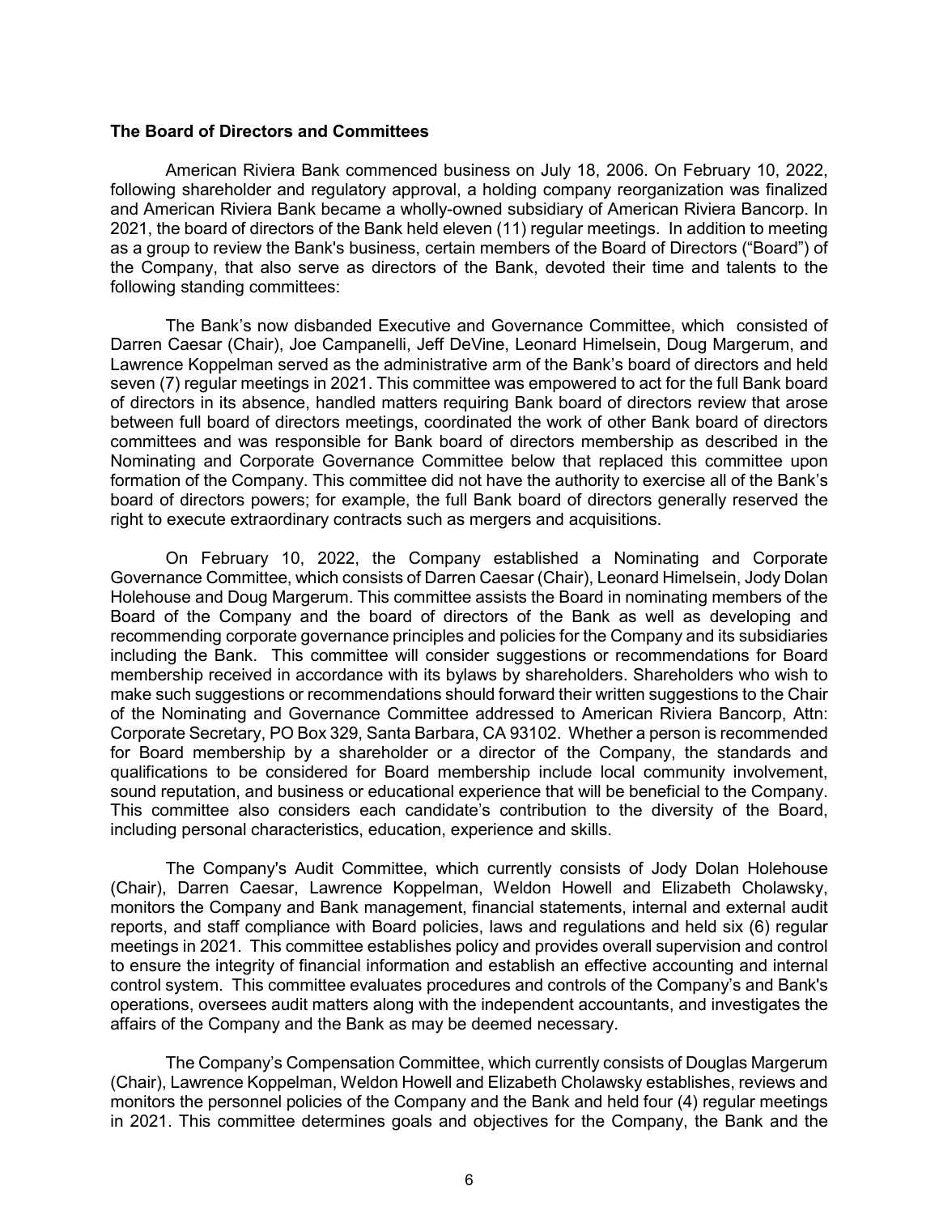**The Board of Directors and Committees**

American Riviera Bank commenced business on July 18, 2006. On February 10, 2022, following shareholder and regulatory approval, a holding company reorganization was finalized and American Riviera Bank became a wholly-owned subsidiary of American Riviera Bancorp. In 2021, the board of directors of the Bank held eleven (11) regular meetings. In addition to meeting as a group to review the Bank's business, certain members of the Board of Directors ("Board") of the Company, that also serve as directors of the Bank, devoted their time and talents to the following standing committees:

The Bank's now disbanded Executive and Governance Committee, which consisted of Darren Caesar (Chair), Joe Campanelli, Jeff DeVine, Leonard Himelsein, Doug Margerum, and Lawrence Koppelman served as the administrative arm of the Bank's board of directors and held seven (7) regular meetings in 2021. This committee was empowered to act for the full Bank board of directors in its absence, handled matters requiring Bank board of directors review that arose between full board of directors meetings, coordinated the work of other Bank board of directors committees and was responsible for Bank board of directors membership as described in the Nominating and Corporate Governance Committee below that replaced this committee upon formation of the Company. This committee did not have the authority to exercise all of the Bank's board of directors powers; for example, the full Bank board of directors generally reserved the right to execute extraordinary contracts such as mergers and acquisitions.

On February 10, 2022, the Company established a Nominating and Corporate Governance Committee, which consists of Darren Caesar (Chair), Leonard Himelsein, Jody Dolan Holehouse and Doug Margerum. This committee assists the Board in nominating members of the Board of the Company and the board of directors of the Bank as well as developing and recommending corporate governance principles and policies for the Company and its subsidiaries including the Bank. This committee will consider suggestions or recommendations for Board membership received in accordance with its bylaws by shareholders. Shareholders who wish to make such suggestions or recommendations should forward their written suggestions to the Chair of the Nominating and Governance Committee addressed to American Riviera Bancorp, Attn: Corporate Secretary, PO Box 329, Santa Barbara, CA 93102. Whether a person is recommended for Board membership by a shareholder or a director of the Company, the standards and qualifications to be considered for Board membership include local community involvement, sound reputation, and business or educational experience that will be beneficial to the Company. This committee also considers each candidate's contribution to the diversity of the Board, including personal characteristics, education, experience and skills.

The Company's Audit Committee, which currently consists of Jody Dolan Holehouse (Chair), Darren Caesar, Lawrence Koppelman, Weldon Howell and Elizabeth Cholawsky, monitors the Company and Bank management, financial statements, internal and external audit reports, and staff compliance with Board policies, laws and regulations and held six (6) regular meetings in 2021. This committee establishes policy and provides overall supervision and control to ensure the integrity of financial information and establish an effective accounting and internal control system. This committee evaluates procedures and controls of the Company's and Bank's operations, oversees audit matters along with the independent accountants, and investigates the affairs of the Company and the Bank as may be deemed necessary.

The Company's Compensation Committee, which currently consists of Douglas Margerum (Chair), Lawrence Koppelman, Weldon Howell and Elizabeth Cholawsky establishes, reviews and monitors the personnel policies of the Company and the Bank and held four (4) regular meetings in 2021. This committee determines goals and objectives for the Company, the Bank and the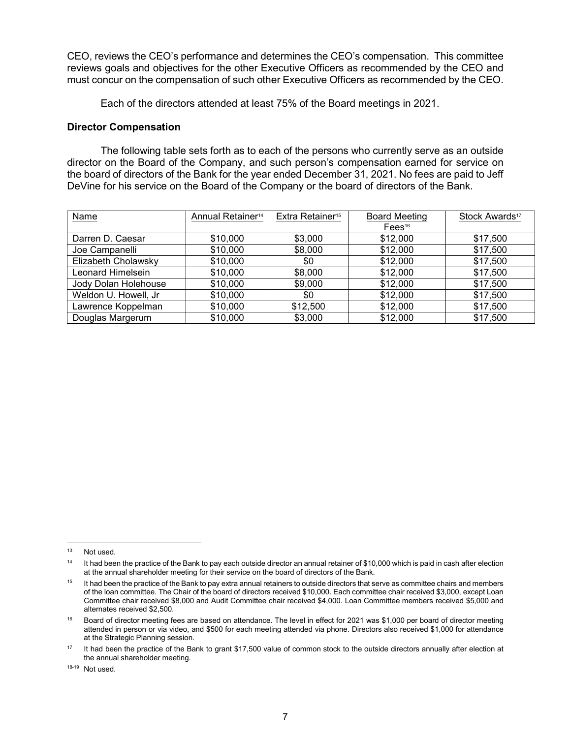CEO, reviews the CEO's performance and determines the CEO's compensation. This committee reviews goals and objectives for the other Executive Officers as recommended by the CEO and must concur on the compensation of such other Executive Officers as recommended by the CEO.

Each of the directors attended at least 75% of the Board meetings in 2021.

**Director Compensation**

The following table sets forth as to each of the persons who currently serve as an outside director on the Board of the Company, and such person's compensation earned for service on the board of directors of the Bank for the year ended December 31, 2021. No fees are paid to Jeff DeVine for his service on the Board of the Company or the board of directors of the Bank.

| Name | Annual Retainer[14] | Extra Retainer[15] | Board Meeting Fees[16] | Stock Awards[17] |
|---|---|---|---|---|
| Darren D. Caesar | $10,000 | $3,000 | $12,000 | $17,500 |
| Joe Campanelli | $10,000 | $8,000 | $12,000 | $17,500 |
| Elizabeth Cholawsky | $10,000 | $0 | $12,000 | $17,500 |
| Leonard Himelsein | $10,000 | $8,000 | $12,000 | $17,500 |
| Jody Dolan Holehouse | $10,000 | $9,000 | $12,000 | $17,500 |
| Weldon U. Howell, Jr | $10,000 | $0 | $12,000 | $17,500 |
| Lawrence Koppelman | $10,000 | $12,500 | $12,000 | $17,500 |
| Douglas Margerum | $10,000 | $3,000 | $12,000 | $17,500 |

---

[13] Not used.

[14] It had been the practice of the Bank to pay each outside director an annual retainer of $10,000 which is paid in cash after election at the annual shareholder meeting for their service on the board of directors of the Bank.

[15] It had been the practice of the Bank to pay extra annual retainers to outside directors that serve as committee chairs and members of the loan committee. The Chair of the board of directors received $10,000. Each committee chair received $3,000, except Loan Committee chair received $8,000 and Audit Committee chair received $4,000. Loan Committee members received $5,000 and alternates received $2,500.

[16] Board of director meeting fees are based on attendance. The level in effect for 2021 was $1,000 per board of director meeting attended in person or via video, and $500 for each meeting attended via phone. Directors also received $1,000 for attendance at the Strategic Planning session.

[17] It had been the practice of the Bank to grant $17,500 value of common stock to the outside directors annually after election at the annual shareholder meeting.

[18-19] Not used.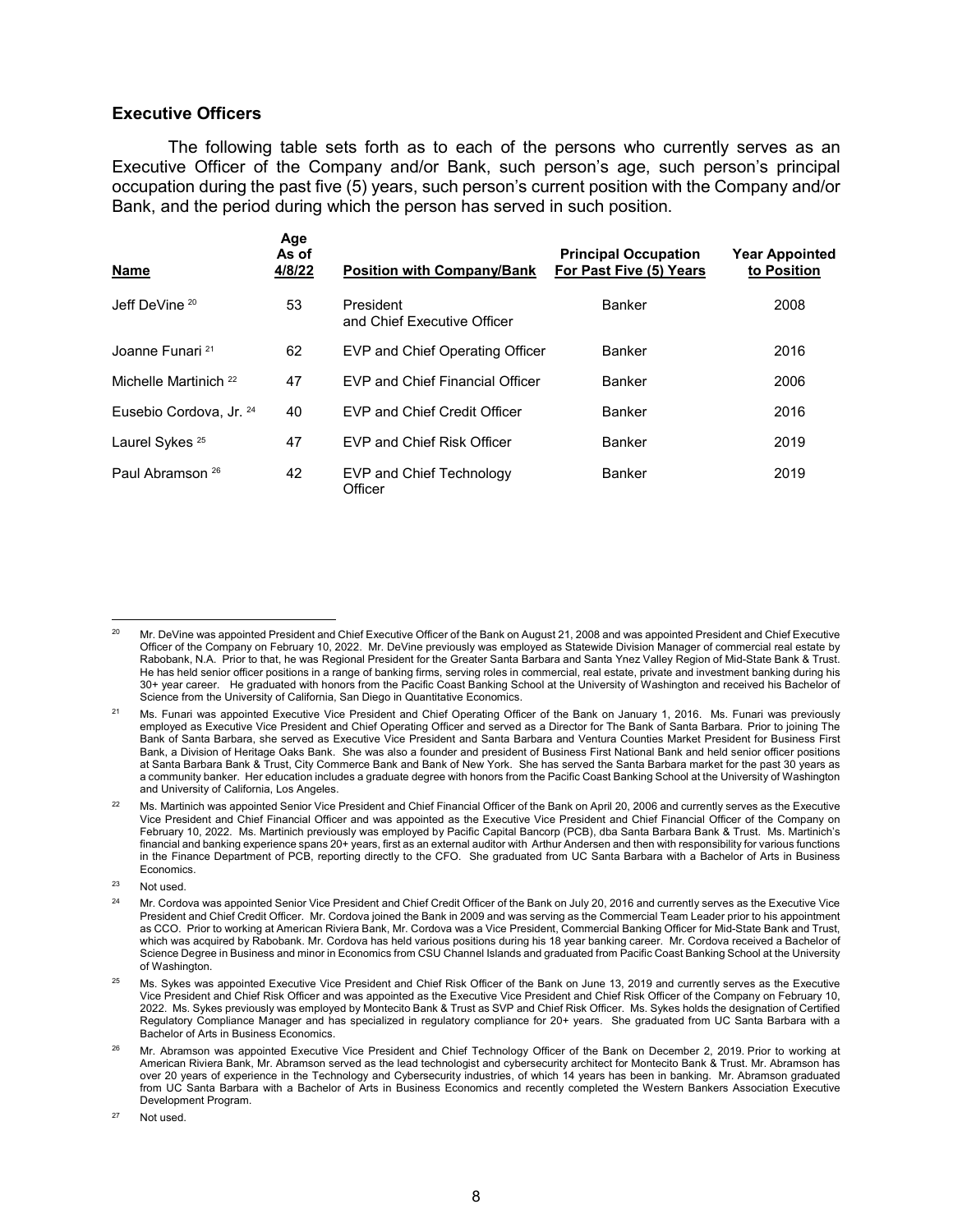## Executive Officers

The following table sets forth as to each of the persons who currently serves as an Executive Officer of the Company and/or Bank, such person's age, such person's principal occupation during the past five (5) years, such person's current position with the Company and/or Bank, and the period during which the person has served in such position.

| Name | Age As of 4/8/22 | Position with Company/Bank | Principal Occupation For Past Five (5) Years | Year Appointed to Position |
|---|---|---|---|---|
| Jeff DeVine [20] | 53 | President and Chief Executive Officer | Banker | 2008 |
| Joanne Funari [21] | 62 | EVP and Chief Operating Officer | Banker | 2016 |
| Michelle Martinich [22] | 47 | EVP and Chief Financial Officer | Banker | 2006 |
| Eusebio Cordova, Jr. [24] | 40 | EVP and Chief Credit Officer | Banker | 2016 |
| Laurel Sykes [25] | 47 | EVP and Chief Risk Officer | Banker | 2019 |
| Paul Abramson [26] | 42 | EVP and Chief Technology Officer | Banker | 2019 |

---

[20] Mr. DeVine was appointed President and Chief Executive Officer of the Bank on August 21, 2008 and was appointed President and Chief Executive Officer of the Company on February 10, 2022. Mr. DeVine previously was employed as Statewide Division Manager of commercial real estate by Rabobank, N.A. Prior to that, he was Regional President for the Greater Santa Barbara and Santa Ynez Valley Region of Mid-State Bank & Trust. He has held senior officer positions in a range of banking firms, serving roles in commercial, real estate, private and investment banking during his 30+ year career. He graduated with honors from the Pacific Coast Banking School at the University of Washington and received his Bachelor of Science from the University of California, San Diego in Quantitative Economics.

[21] Ms. Funari was appointed Executive Vice President and Chief Operating Officer of the Bank on January 1, 2016. Ms. Funari was previously employed as Executive Vice President and Chief Operating Officer and served as a Director for The Bank of Santa Barbara. Prior to joining The Bank of Santa Barbara, she served as Executive Vice President and Santa Barbara and Ventura Counties Market President for Business First Bank, a Division of Heritage Oaks Bank. She was also a founder and president of Business First National Bank and held senior officer positions at Santa Barbara Bank & Trust, City Commerce Bank and Bank of New York. She has served the Santa Barbara market for the past 30 years as a community banker. Her education includes a graduate degree with honors from the Pacific Coast Banking School at the University of Washington and University of California, Los Angeles.

[22] Ms. Martinich was appointed Senior Vice President and Chief Financial Officer of the Bank on April 20, 2006 and currently serves as the Executive Vice President and Chief Financial Officer and was appointed as the Executive Vice President and Chief Financial Officer of the Company on February 10, 2022. Ms. Martinich previously was employed by Pacific Capital Bancorp (PCB), dba Santa Barbara Bank & Trust. Ms. Martinich's financial and banking experience spans 20+ years, first as an external auditor with Arthur Andersen and then with responsibility for various functions in the Finance Department of PCB, reporting directly to the CFO. She graduated from UC Santa Barbara with a Bachelor of Arts in Business Economics.

[23] Not used.

[24] Mr. Cordova was appointed Senior Vice President and Chief Credit Officer of the Bank on July 20, 2016 and currently serves as the Executive Vice President and Chief Credit Officer. Mr. Cordova joined the Bank in 2009 and was serving as the Commercial Team Leader prior to his appointment as CCO. Prior to working at American Riviera Bank, Mr. Cordova was a Vice President, Commercial Banking Officer for Mid-State Bank and Trust, which was acquired by Rabobank. Mr. Cordova has held various positions during his 18 year banking career. Mr. Cordova received a Bachelor of Science Degree in Business and minor in Economics from CSU Channel Islands and graduated from Pacific Coast Banking School at the University of Washington.

[25] Ms. Sykes was appointed Executive Vice President and Chief Risk Officer of the Bank on June 13, 2019 and currently serves as the Executive Vice President and Chief Risk Officer and was appointed as the Executive Vice President and Chief Risk Officer of the Company on February 10, 2022. Ms. Sykes previously was employed by Montecito Bank & Trust as SVP and Chief Risk Officer. Ms. Sykes holds the designation of Certified Regulatory Compliance Manager and has specialized in regulatory compliance for 20+ years. She graduated from UC Santa Barbara with a Bachelor of Arts in Business Economics.

[26] Mr. Abramson was appointed Executive Vice President and Chief Technology Officer of the Bank on December 2, 2019. Prior to working at American Riviera Bank, Mr. Abramson served as the lead technologist and cybersecurity architect for Montecito Bank & Trust. Mr. Abramson has over 20 years of experience in the Technology and Cybersecurity industries, of which 14 years has been in banking. Mr. Abramson graduated from UC Santa Barbara with a Bachelor of Arts in Business Economics and recently completed the Western Bankers Association Executive Development Program.

[27] Not used.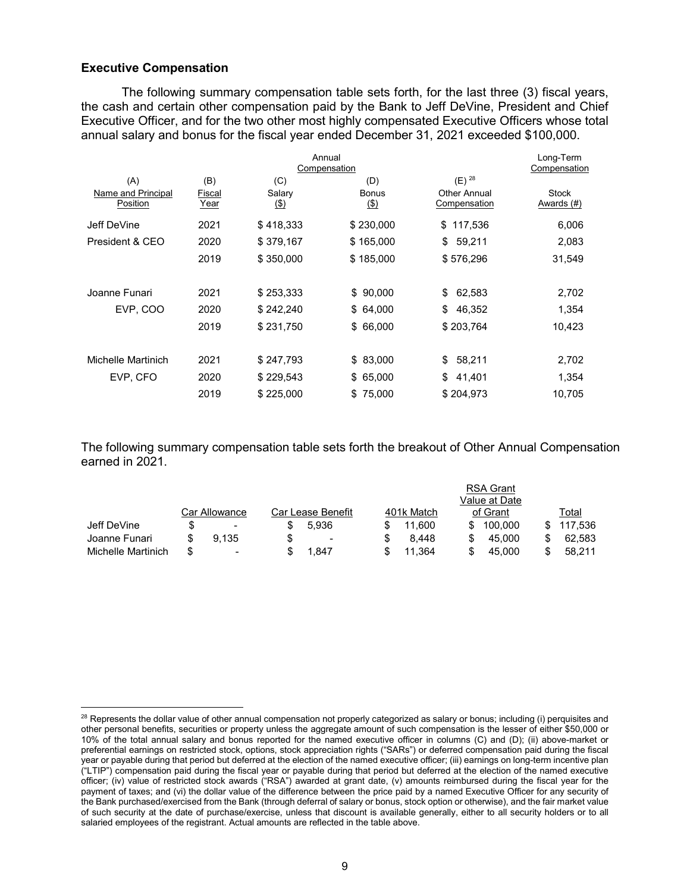### Executive Compensation

The following summary compensation table sets forth, for the last three (3) fiscal years, the cash and certain other compensation paid by the Bank to Jeff DeVine, President and Chief Executive Officer, and for the two other most highly compensated Executive Officers whose total annual salary and bonus for the fiscal year ended December 31, 2021 exceeded $100,000.

| | | Annual Compensation | | | Long-Term Compensation |
|---|---|---|---|---|---|
| (A) | (B) | (C) | (D) | (E) [28] | |
| Name and Principal Position | Fiscal Year | Salary ($) | Bonus ($) | Other Annual Compensation | Stock Awards (#) |
| Jeff DeVine | 2021 | $ 418,333 | $ 230,000 | $ 117,536 | 6,006 |
| President & CEO | 2020 | $ 379,167 | $ 165,000 | $ 59,211 | 2,083 |
| | 2019 | $ 350,000 | $ 185,000 | $ 576,296 | 31,549 |
| Joanne Funari | 2021 | $ 253,333 | $ 90,000 | $ 62,583 | 2,702 |
| EVP, COO | 2020 | $ 242,240 | $ 64,000 | $ 46,352 | 1,354 |
| | 2019 | $ 231,750 | $ 66,000 | $ 203,764 | 10,423 |
| Michelle Martinich | 2021 | $ 247,793 | $ 83,000 | $ 58,211 | 2,702 |
| EVP, CFO | 2020 | $ 229,543 | $ 65,000 | $ 41,401 | 1,354 |
| | 2019 | $ 225,000 | $ 75,000 | $ 204,973 | 10,705 |

The following summary compensation table sets forth the breakout of Other Annual Compensation earned in 2021.

| | Car Allowance | Car Lease Benefit | 401k Match | RSA Grant Value at Date of Grant | Total |
|---|---|---|---|---|---|
| Jeff DeVine | $ - | $ 5,936 | $ 11,600 | $ 100,000 | $ 117,536 |
| Joanne Funari | $ 9,135 | $ - | $ 8,448 | $ 45,000 | $ 62,583 |
| Michelle Martinich | $ - | $ 1,847 | $ 11,364 | $ 45,000 | $ 58,211 |

[28] Represents the dollar value of other annual compensation not properly categorized as salary or bonus; including (i) perquisites and other personal benefits, securities or property unless the aggregate amount of such compensation is the lesser of either $50,000 or 10% of the total annual salary and bonus reported for the named executive officer in columns (C) and (D); (ii) above-market or preferential earnings on restricted stock, options, stock appreciation rights ("SARs") or deferred compensation paid during the fiscal year or payable during that period but deferred at the election of the named executive officer; (iii) earnings on long-term incentive plan ("LTIP") compensation paid during the fiscal year or payable during that period but deferred at the election of the named executive officer; (iv) value of restricted stock awards ("RSA") awarded at grant date, (v) amounts reimbursed during the fiscal year for the payment of taxes; and (vi) the dollar value of the difference between the price paid by a named Executive Officer for any security of the Bank purchased/exercised from the Bank (through deferral of salary or bonus, stock option or otherwise), and the fair market value of such security at the date of purchase/exercise, unless that discount is available generally, either to all security holders or to all salaried employees of the registrant. Actual amounts are reflected in the table above.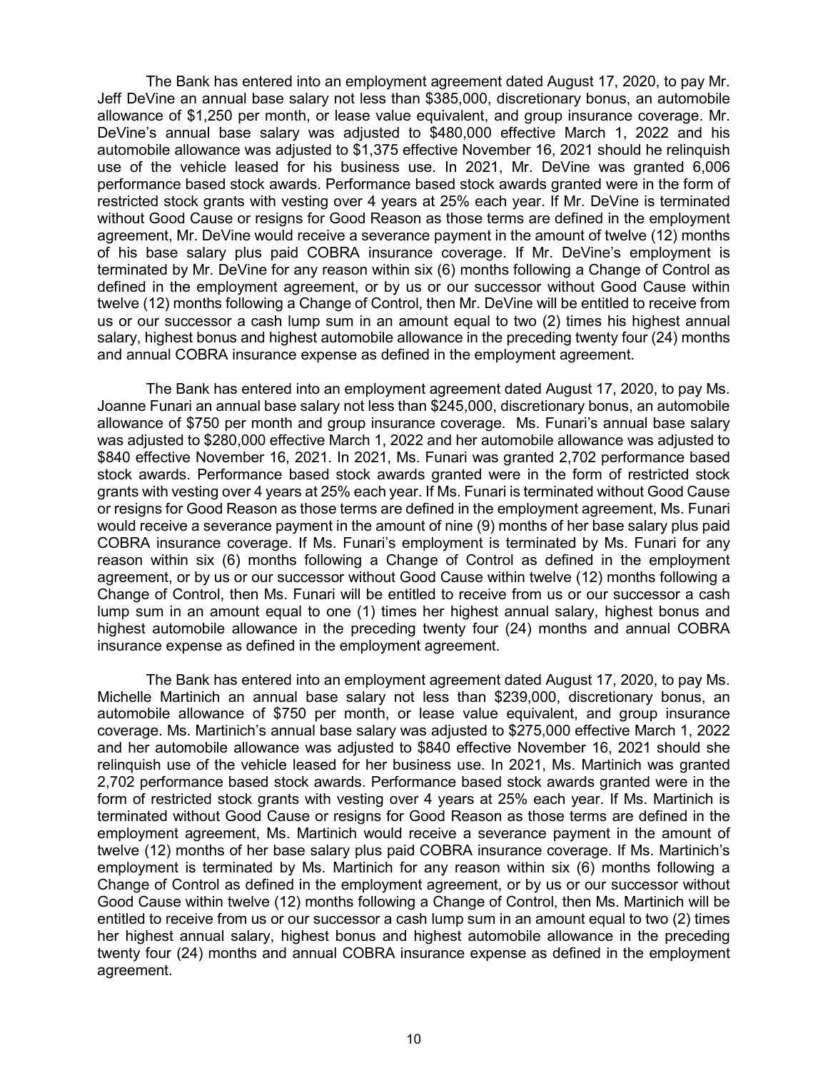The Bank has entered into an employment agreement dated August 17, 2020, to pay Mr. Jeff DeVine an annual base salary not less than $385,000, discretionary bonus, an automobile allowance of $1,250 per month, or lease value equivalent, and group insurance coverage. Mr. DeVine's annual base salary was adjusted to $480,000 effective March 1, 2022 and his automobile allowance was adjusted to $1,375 effective November 16, 2021 should he relinquish use of the vehicle leased for his business use. In 2021, Mr. DeVine was granted 6,006 performance based stock awards. Performance based stock awards granted were in the form of restricted stock grants with vesting over 4 years at 25% each year. If Mr. DeVine is terminated without Good Cause or resigns for Good Reason as those terms are defined in the employment agreement, Mr. DeVine would receive a severance payment in the amount of twelve (12) months of his base salary plus paid COBRA insurance coverage. If Mr. DeVine's employment is terminated by Mr. DeVine for any reason within six (6) months following a Change of Control as defined in the employment agreement, or by us or our successor without Good Cause within twelve (12) months following a Change of Control, then Mr. DeVine will be entitled to receive from us or our successor a cash lump sum in an amount equal to two (2) times his highest annual salary, highest bonus and highest automobile allowance in the preceding twenty four (24) months and annual COBRA insurance expense as defined in the employment agreement.

The Bank has entered into an employment agreement dated August 17, 2020, to pay Ms. Joanne Funari an annual base salary not less than $245,000, discretionary bonus, an automobile allowance of $750 per month and group insurance coverage. Ms. Funari's annual base salary was adjusted to $280,000 effective March 1, 2022 and her automobile allowance was adjusted to $840 effective November 16, 2021. In 2021, Ms. Funari was granted 2,702 performance based stock awards. Performance based stock awards granted were in the form of restricted stock grants with vesting over 4 years at 25% each year. If Ms. Funari is terminated without Good Cause or resigns for Good Reason as those terms are defined in the employment agreement, Ms. Funari would receive a severance payment in the amount of nine (9) months of her base salary plus paid COBRA insurance coverage. If Ms. Funari's employment is terminated by Ms. Funari for any reason within six (6) months following a Change of Control as defined in the employment agreement, or by us or our successor without Good Cause within twelve (12) months following a Change of Control, then Ms. Funari will be entitled to receive from us or our successor a cash lump sum in an amount equal to one (1) times her highest annual salary, highest bonus and highest automobile allowance in the preceding twenty four (24) months and annual COBRA insurance expense as defined in the employment agreement.

The Bank has entered into an employment agreement dated August 17, 2020, to pay Ms. Michelle Martinich an annual base salary not less than $239,000, discretionary bonus, an automobile allowance of $750 per month, or lease value equivalent, and group insurance coverage. Ms. Martinich's annual base salary was adjusted to $275,000 effective March 1, 2022 and her automobile allowance was adjusted to $840 effective November 16, 2021 should she relinquish use of the vehicle leased for her business use. In 2021, Ms. Martinich was granted 2,702 performance based stock awards. Performance based stock awards granted were in the form of restricted stock grants with vesting over 4 years at 25% each year. If Ms. Martinich is terminated without Good Cause or resigns for Good Reason as those terms are defined in the employment agreement, Ms. Martinich would receive a severance payment in the amount of twelve (12) months of her base salary plus paid COBRA insurance coverage. If Ms. Martinich's employment is terminated by Ms. Martinich for any reason within six (6) months following a Change of Control as defined in the employment agreement, or by us or our successor without Good Cause within twelve (12) months following a Change of Control, then Ms. Martinich will be entitled to receive from us or our successor a cash lump sum in an amount equal to two (2) times her highest annual salary, highest bonus and highest automobile allowance in the preceding twenty four (24) months and annual COBRA insurance expense as defined in the employment agreement.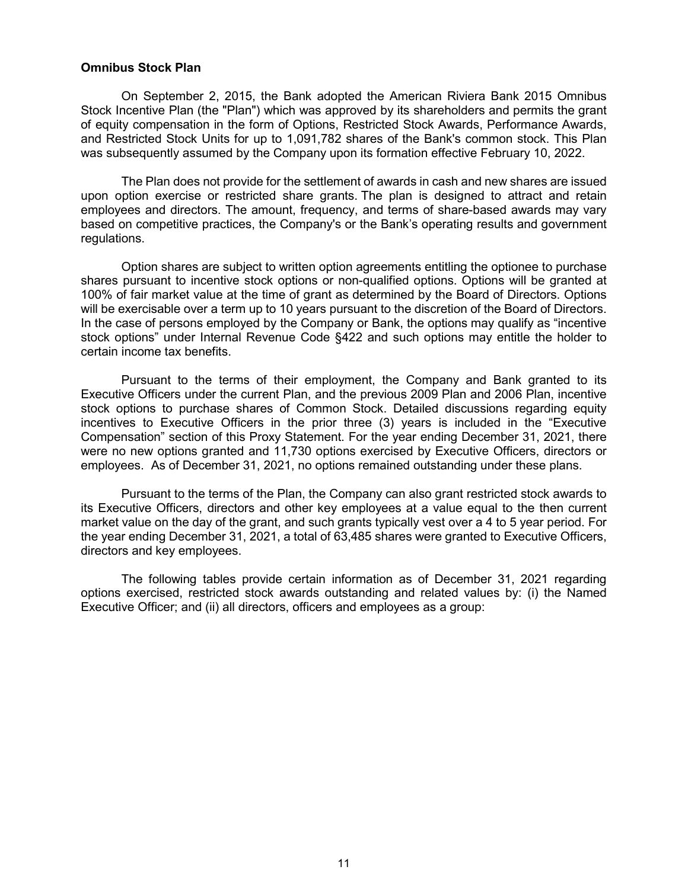## Omnibus Stock Plan

On September 2, 2015, the Bank adopted the American Riviera Bank 2015 Omnibus Stock Incentive Plan (the "Plan") which was approved by its shareholders and permits the grant of equity compensation in the form of Options, Restricted Stock Awards, Performance Awards, and Restricted Stock Units for up to 1,091,782 shares of the Bank's common stock. This Plan was subsequently assumed by the Company upon its formation effective February 10, 2022.

The Plan does not provide for the settlement of awards in cash and new shares are issued upon option exercise or restricted share grants. The plan is designed to attract and retain employees and directors. The amount, frequency, and terms of share-based awards may vary based on competitive practices, the Company's or the Bank's operating results and government regulations.

Option shares are subject to written option agreements entitling the optionee to purchase shares pursuant to incentive stock options or non-qualified options. Options will be granted at 100% of fair market value at the time of grant as determined by the Board of Directors. Options will be exercisable over a term up to 10 years pursuant to the discretion of the Board of Directors. In the case of persons employed by the Company or Bank, the options may qualify as "incentive stock options" under Internal Revenue Code §422 and such options may entitle the holder to certain income tax benefits.

Pursuant to the terms of their employment, the Company and Bank granted to its Executive Officers under the current Plan, and the previous 2009 Plan and 2006 Plan, incentive stock options to purchase shares of Common Stock. Detailed discussions regarding equity incentives to Executive Officers in the prior three (3) years is included in the "Executive Compensation" section of this Proxy Statement. For the year ending December 31, 2021, there were no new options granted and 11,730 options exercised by Executive Officers, directors or employees. As of December 31, 2021, no options remained outstanding under these plans.

Pursuant to the terms of the Plan, the Company can also grant restricted stock awards to its Executive Officers, directors and other key employees at a value equal to the then current market value on the day of the grant, and such grants typically vest over a 4 to 5 year period. For the year ending December 31, 2021, a total of 63,485 shares were granted to Executive Officers, directors and key employees.

The following tables provide certain information as of December 31, 2021 regarding options exercised, restricted stock awards outstanding and related values by: (i) the Named Executive Officer; and (ii) all directors, officers and employees as a group: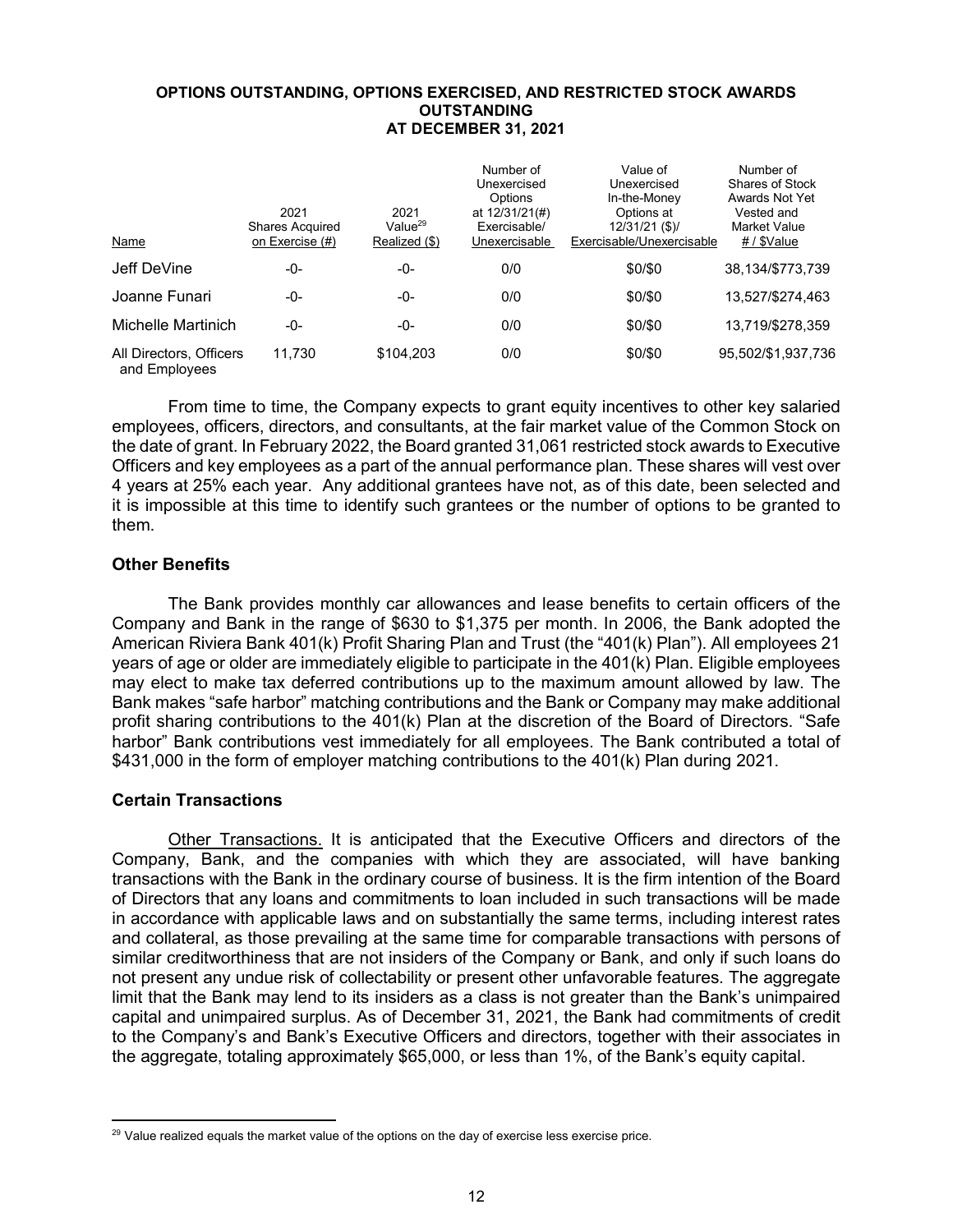## OPTIONS OUTSTANDING, OPTIONS EXERCISED, AND RESTRICTED STOCK AWARDS OUTSTANDING AT DECEMBER 31, 2021

| Name | 2021 Shares Acquired on Exercise (#) | 2021 Value[29] Realized ($) | Number of Unexercised Options at 12/31/21(#) Exercisable/ Unexercisable | Value of Unexercised In-the-Money Options at 12/31/21 ($)/ Exercisable/Unexercisable | Number of Shares of Stock Awards Not Yet Vested and Market Value # / $Value |
|---|---|---|---|---|---|
| Jeff DeVine | -0- | -0- | 0/0 | $0/$0 | 38,134/$773,739 |
| Joanne Funari | -0- | -0- | 0/0 | $0/$0 | 13,527/$274,463 |
| Michelle Martinich | -0- | -0- | 0/0 | $0/$0 | 13,719/$278,359 |
| All Directors, Officers and Employees | 11,730 | $104,203 | 0/0 | $0/$0 | 95,502/$1,937,736 |

From time to time, the Company expects to grant equity incentives to other key salaried employees, officers, directors, and consultants, at the fair market value of the Common Stock on the date of grant. In February 2022, the Board granted 31,061 restricted stock awards to Executive Officers and key employees as a part of the annual performance plan. These shares will vest over 4 years at 25% each year. Any additional grantees have not, as of this date, been selected and it is impossible at this time to identify such grantees or the number of options to be granted to them.

### Other Benefits

The Bank provides monthly car allowances and lease benefits to certain officers of the Company and Bank in the range of $630 to $1,375 per month. In 2006, the Bank adopted the American Riviera Bank 401(k) Profit Sharing Plan and Trust (the "401(k) Plan"). All employees 21 years of age or older are immediately eligible to participate in the 401(k) Plan. Eligible employees may elect to make tax deferred contributions up to the maximum amount allowed by law. The Bank makes "safe harbor" matching contributions and the Bank or Company may make additional profit sharing contributions to the 401(k) Plan at the discretion of the Board of Directors. "Safe harbor" Bank contributions vest immediately for all employees. The Bank contributed a total of $431,000 in the form of employer matching contributions to the 401(k) Plan during 2021.

### Certain Transactions

Other Transactions. It is anticipated that the Executive Officers and directors of the Company, Bank, and the companies with which they are associated, will have banking transactions with the Bank in the ordinary course of business. It is the firm intention of the Board of Directors that any loans and commitments to loan included in such transactions will be made in accordance with applicable laws and on substantially the same terms, including interest rates and collateral, as those prevailing at the same time for comparable transactions with persons of similar creditworthiness that are not insiders of the Company or Bank, and only if such loans do not present any undue risk of collectability or present other unfavorable features. The aggregate limit that the Bank may lend to its insiders as a class is not greater than the Bank's unimpaired capital and unimpaired surplus. As of December 31, 2021, the Bank had commitments of credit to the Company's and Bank's Executive Officers and directors, together with their associates in the aggregate, totaling approximately $65,000, or less than 1%, of the Bank's equity capital.

[29] Value realized equals the market value of the options on the day of exercise less exercise price.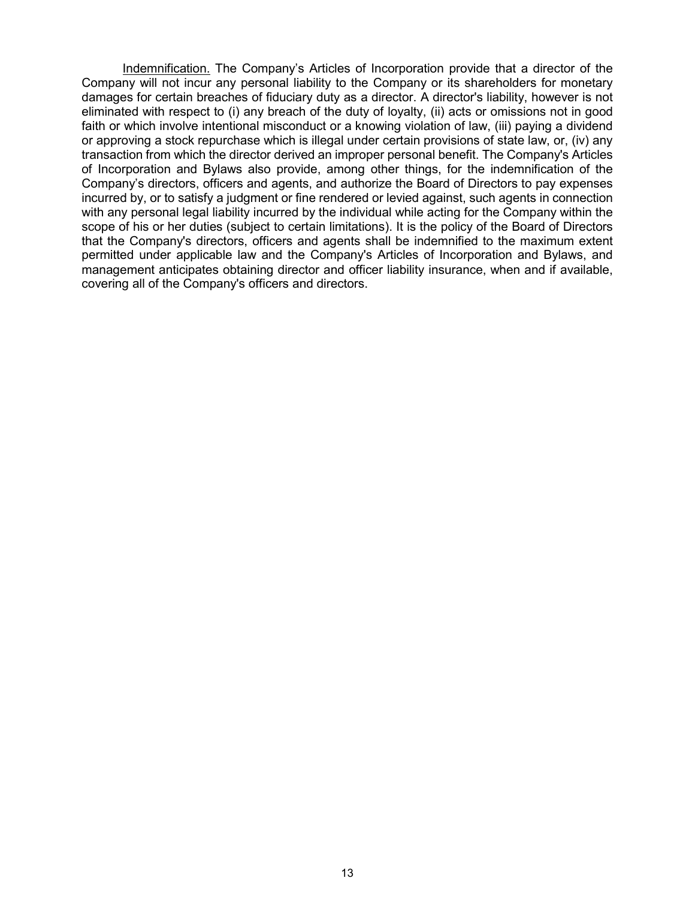<u>Indemnification.</u> The Company’s Articles of Incorporation provide that a director of the Company will not incur any personal liability to the Company or its shareholders for monetary damages for certain breaches of fiduciary duty as a director. A director's liability, however is not eliminated with respect to (i) any breach of the duty of loyalty, (ii) acts or omissions not in good faith or which involve intentional misconduct or a knowing violation of law, (iii) paying a dividend or approving a stock repurchase which is illegal under certain provisions of state law, or, (iv) any transaction from which the director derived an improper personal benefit. The Company's Articles of Incorporation and Bylaws also provide, among other things, for the indemnification of the Company’s directors, officers and agents, and authorize the Board of Directors to pay expenses incurred by, or to satisfy a judgment or fine rendered or levied against, such agents in connection with any personal legal liability incurred by the individual while acting for the Company within the scope of his or her duties (subject to certain limitations). It is the policy of the Board of Directors that the Company's directors, officers and agents shall be indemnified to the maximum extent permitted under applicable law and the Company's Articles of Incorporation and Bylaws, and management anticipates obtaining director and officer liability insurance, when and if available, covering all of the Company's officers and directors.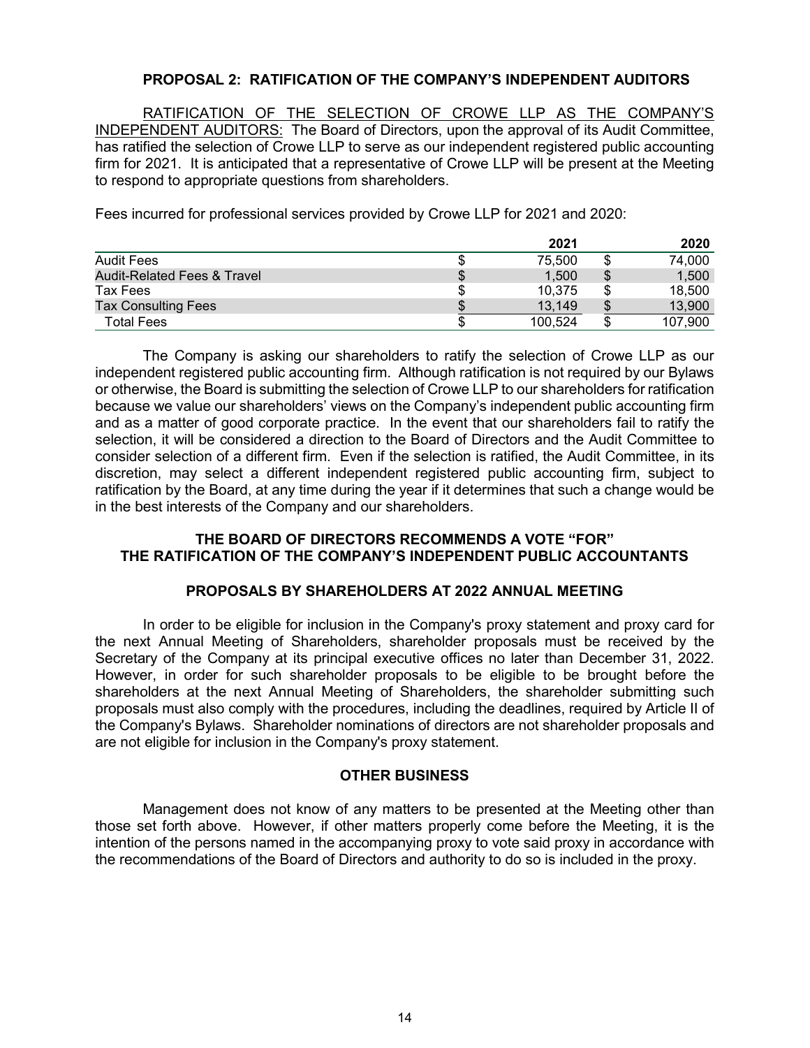## PROPOSAL 2: RATIFICATION OF THE COMPANY'S INDEPENDENT AUDITORS

RATIFICATION OF THE SELECTION OF CROWE LLP AS THE COMPANY'S INDEPENDENT AUDITORS: The Board of Directors, upon the approval of its Audit Committee, has ratified the selection of Crowe LLP to serve as our independent registered public accounting firm for 2021. It is anticipated that a representative of Crowe LLP will be present at the Meeting to respond to appropriate questions from shareholders.

Fees incurred for professional services provided by Crowe LLP for 2021 and 2020:

| | 2021 | 2020 |
|---|---|---|
| Audit Fees | $ 75,500 | $ 74,000 |
| Audit-Related Fees & Travel | $ 1,500 | $ 1,500 |
| Tax Fees | $ 10,375 | $ 18,500 |
| Tax Consulting Fees | $ 13,149 | $ 13,900 |
| Total Fees | $ 100,524 | $ 107,900 |

The Company is asking our shareholders to ratify the selection of Crowe LLP as our independent registered public accounting firm. Although ratification is not required by our Bylaws or otherwise, the Board is submitting the selection of Crowe LLP to our shareholders for ratification because we value our shareholders' views on the Company's independent public accounting firm and as a matter of good corporate practice. In the event that our shareholders fail to ratify the selection, it will be considered a direction to the Board of Directors and the Audit Committee to consider selection of a different firm. Even if the selection is ratified, the Audit Committee, in its discretion, may select a different independent registered public accounting firm, subject to ratification by the Board, at any time during the year if it determines that such a change would be in the best interests of the Company and our shareholders.

**THE BOARD OF DIRECTORS RECOMMENDS A VOTE "FOR" THE RATIFICATION OF THE COMPANY'S INDEPENDENT PUBLIC ACCOUNTANTS**

## PROPOSALS BY SHAREHOLDERS AT 2022 ANNUAL MEETING

In order to be eligible for inclusion in the Company's proxy statement and proxy card for the next Annual Meeting of Shareholders, shareholder proposals must be received by the Secretary of the Company at its principal executive offices no later than December 31, 2022. However, in order for such shareholder proposals to be eligible to be brought before the shareholders at the next Annual Meeting of Shareholders, the shareholder submitting such proposals must also comply with the procedures, including the deadlines, required by Article II of the Company's Bylaws. Shareholder nominations of directors are not shareholder proposals and are not eligible for inclusion in the Company's proxy statement.

## OTHER BUSINESS

Management does not know of any matters to be presented at the Meeting other than those set forth above. However, if other matters properly come before the Meeting, it is the intention of the persons named in the accompanying proxy to vote said proxy in accordance with the recommendations of the Board of Directors and authority to do so is included in the proxy.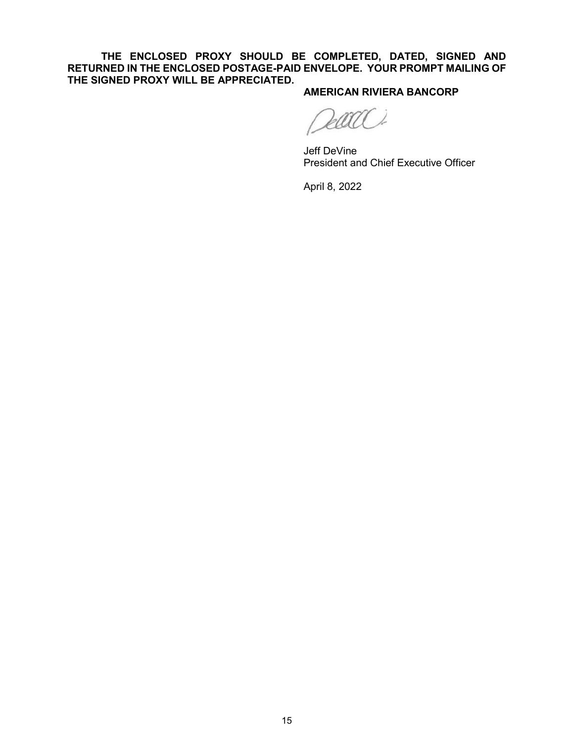**THE ENCLOSED PROXY SHOULD BE COMPLETED, DATED, SIGNED AND RETURNED IN THE ENCLOSED POSTAGE-PAID ENVELOPE. YOUR PROMPT MAILING OF THE SIGNED PROXY WILL BE APPRECIATED.**

**AMERICAN RIVIERA BANCORP**

Jeff DeVine
President and Chief Executive Officer

April 8, 2022